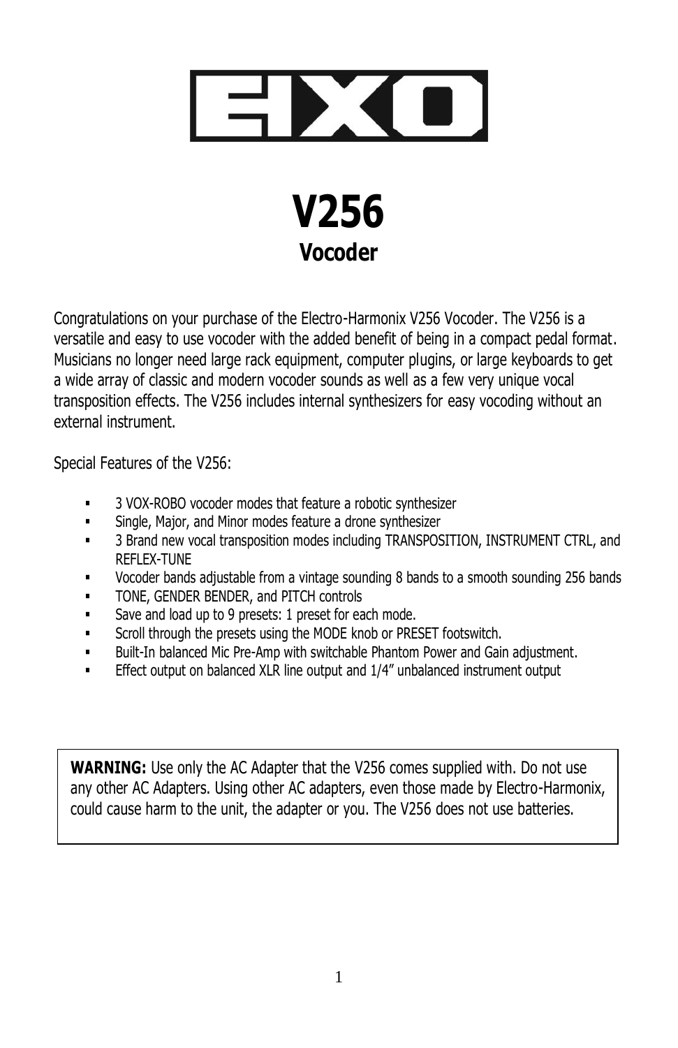# EHX

# V256

## Vocoder

Congratulations on your purchase of the Electro-Harmonix V256 Vocoder. The V256 is a versatile and easy to use vocoder with the added benefit of being in a compact pedal format. Musicians no longer need large rack equipment, computer plugins, or large keyboards to get a wide array of classic and modern vocoder sounds as well as a few very unique vocal transposition effects. The V256 includes internal synthesizers for easy vocoding without an external instrument.

Special Features of the V256:

- 3 VOX-ROBO vocoder modes that feature a robotic synthesizer
- Single, Major, and Minor modes feature a drone synthesizer
- 3 Brand new vocal transposition modes including TRANSPOSITION, INSTRUMENT CTRL, and REFLEX-TUNE
- Vocoder bands adjustable from a vintage sounding 8 bands to a smooth sounding 256 bands
- TONE, GENDER BENDER, and PITCH controls
- Save and load up to 9 presets: 1 preset for each mode.
- Scroll through the presets using the MODE knob or PRESET footswitch.
- Built-In balanced Mic Pre-Amp with switchable Phantom Power and Gain adjustment.
- Effect output on balanced XLR line output and 1/4" unbalanced instrument output

**WARNING:** Use only the AC Adapter that the V256 comes supplied with. Do not use any other AC Adapters. Using other AC adapters, even those made by Electro-Harmonix, could cause harm to the unit, the adapter or you. The V256 does not use batteries.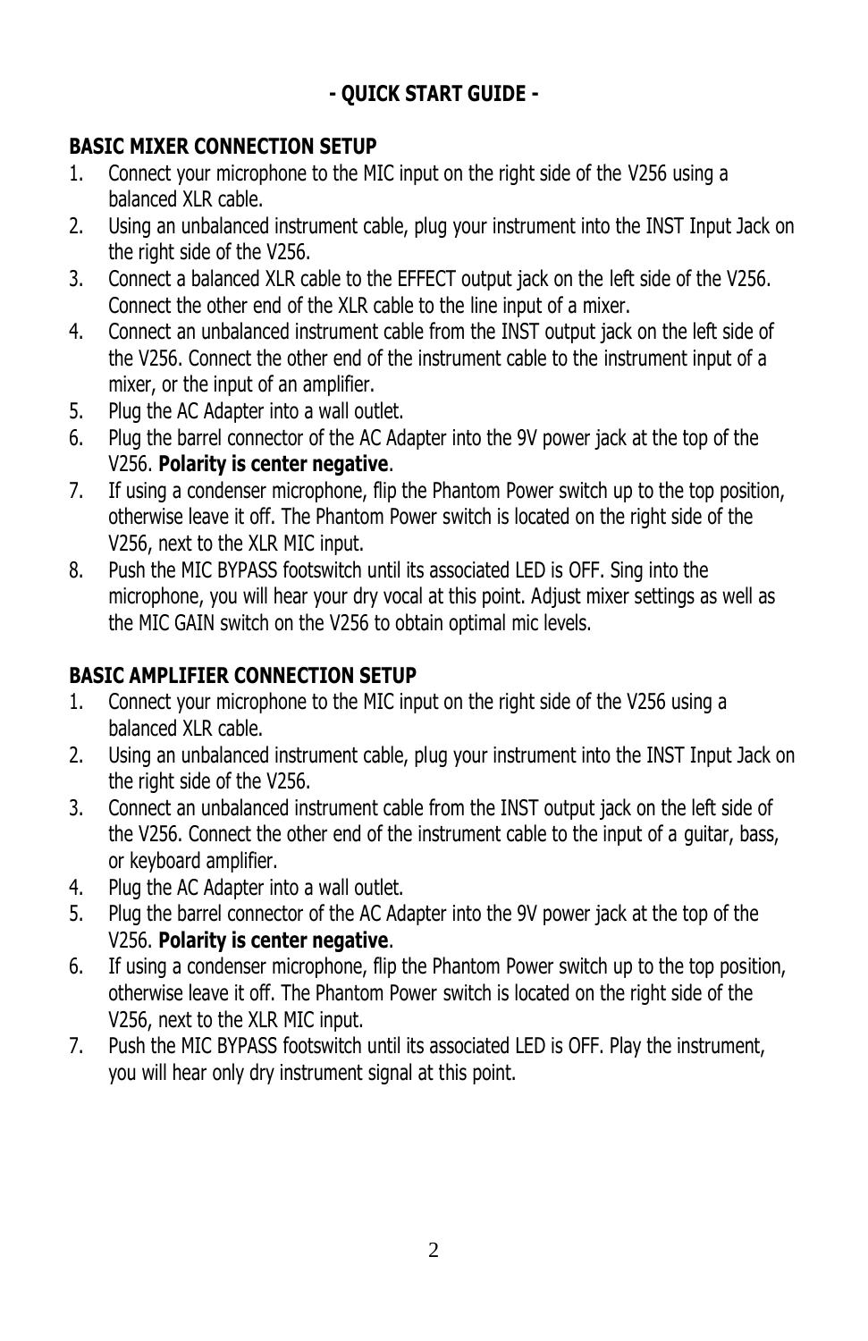# - QUICK START GUIDE -

## BASIC MIXER CONNECTION SETUP

1. Connect your microphone to the MIC input on the right side of the V256 using a balanced XLR cable.
2. Using an unbalanced instrument cable, plug your instrument into the INST Input Jack on the right side of the V256.
3. Connect a balanced XLR cable to the EFFECT output jack on the left side of the V256. Connect the other end of the XLR cable to the line input of a mixer.
4. Connect an unbalanced instrument cable from the INST output jack on the left side of the V256. Connect the other end of the instrument cable to the instrument input of a mixer, or the input of an amplifier.
5. Plug the AC Adapter into a wall outlet.
6. Plug the barrel connector of the AC Adapter into the 9V power jack at the top of the V256. **Polarity is center negative**.
7. If using a condenser microphone, flip the Phantom Power switch up to the top position, otherwise leave it off. The Phantom Power switch is located on the right side of the V256, next to the XLR MIC input.
8. Push the MIC BYPASS footswitch until its associated LED is OFF. Sing into the microphone, you will hear your dry vocal at this point. Adjust mixer settings as well as the MIC GAIN switch on the V256 to obtain optimal mic levels.

## BASIC AMPLIFIER CONNECTION SETUP

1. Connect your microphone to the MIC input on the right side of the V256 using a balanced XLR cable.
2. Using an unbalanced instrument cable, plug your instrument into the INST Input Jack on the right side of the V256.
3. Connect an unbalanced instrument cable from the INST output jack on the left side of the V256. Connect the other end of the instrument cable to the input of a guitar, bass, or keyboard amplifier.
4. Plug the AC Adapter into a wall outlet.
5. Plug the barrel connector of the AC Adapter into the 9V power jack at the top of the V256. **Polarity is center negative**.
6. If using a condenser microphone, flip the Phantom Power switch up to the top position, otherwise leave it off. The Phantom Power switch is located on the right side of the V256, next to the XLR MIC input.
7. Push the MIC BYPASS footswitch until its associated LED is OFF. Play the instrument, you will hear only dry instrument signal at this point.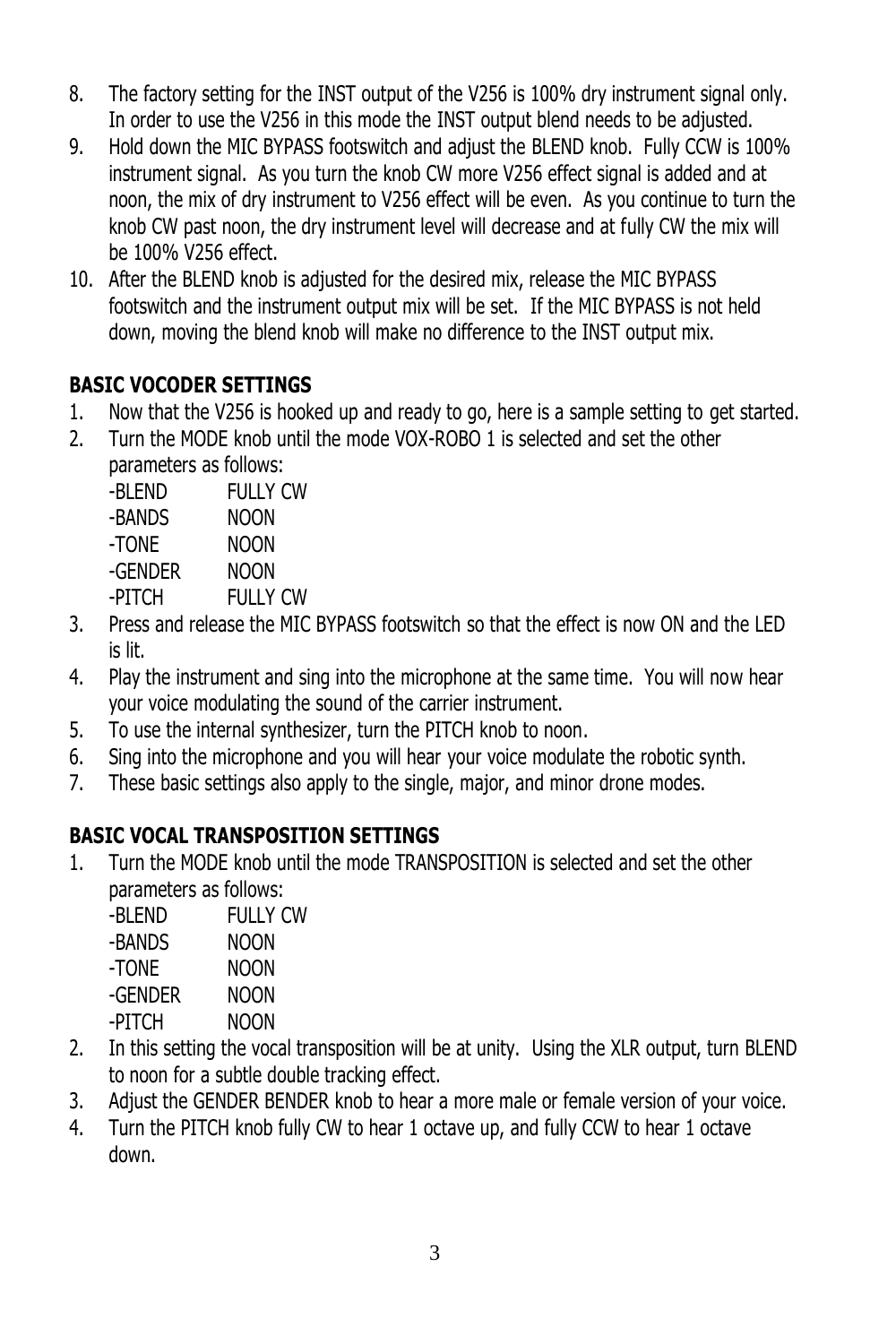8. The factory setting for the INST output of the V256 is 100% dry instrument signal only. In order to use the V256 in this mode the INST output blend needs to be adjusted.
9. Hold down the MIC BYPASS footswitch and adjust the BLEND knob. Fully CCW is 100% instrument signal. As you turn the knob CW more V256 effect signal is added and at noon, the mix of dry instrument to V256 effect will be even. As you continue to turn the knob CW past noon, the dry instrument level will decrease and at fully CW the mix will be 100% V256 effect.
10. After the BLEND knob is adjusted for the desired mix, release the MIC BYPASS footswitch and the instrument output mix will be set. If the MIC BYPASS is not held down, moving the blend knob will make no difference to the INST output mix.

**BASIC VOCODER SETTINGS**

1. Now that the V256 is hooked up and ready to go, here is a sample setting to get started.
2. Turn the MODE knob until the mode VOX-ROBO 1 is selected and set the other parameters as follows:
   - -BLEND FULLY CW
   - -BANDS NOON
   - -TONE NOON
   - -GENDER NOON
   - -PITCH FULLY CW
3. Press and release the MIC BYPASS footswitch so that the effect is now ON and the LED is lit.
4. Play the instrument and sing into the microphone at the same time. You will now hear your voice modulating the sound of the carrier instrument.
5. To use the internal synthesizer, turn the PITCH knob to noon.
6. Sing into the microphone and you will hear your voice modulate the robotic synth.
7. These basic settings also apply to the single, major, and minor drone modes.

**BASIC VOCAL TRANSPOSITION SETTINGS**

1. Turn the MODE knob until the mode TRANSPOSITION is selected and set the other parameters as follows:
   - -BLEND FULLY CW
   - -BANDS NOON
   - -TONE NOON
   - -GENDER NOON
   - -PITCH NOON
2. In this setting the vocal transposition will be at unity. Using the XLR output, turn BLEND to noon for a subtle double tracking effect.
3. Adjust the GENDER BENDER knob to hear a more male or female version of your voice.
4. Turn the PITCH knob fully CW to hear 1 octave up, and fully CCW to hear 1 octave down.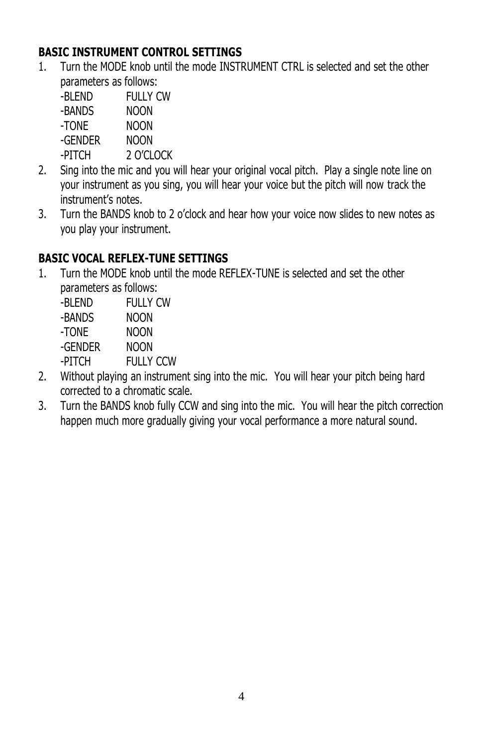**BASIC INSTRUMENT CONTROL SETTINGS**

1. Turn the MODE knob until the mode INSTRUMENT CTRL is selected and set the other parameters as follows:
   - -BLEND FULLY CW
   - -BANDS NOON
   - -TONE NOON
   - -GENDER NOON
   - -PITCH 2 O'CLOCK
2. Sing into the mic and you will hear your original vocal pitch. Play a single note line on your instrument as you sing, you will hear your voice but the pitch will now track the instrument's notes.
3. Turn the BANDS knob to 2 o'clock and hear how your voice now slides to new notes as you play your instrument.

**BASIC VOCAL REFLEX-TUNE SETTINGS**

1. Turn the MODE knob until the mode REFLEX-TUNE is selected and set the other parameters as follows:
   - -BLEND FULLY CW
   - -BANDS NOON
   - -TONE NOON
   - -GENDER NOON
   - -PITCH FULLY CCW
2. Without playing an instrument sing into the mic. You will hear your pitch being hard corrected to a chromatic scale.
3. Turn the BANDS knob fully CCW and sing into the mic. You will hear the pitch correction happen much more gradually giving your vocal performance a more natural sound.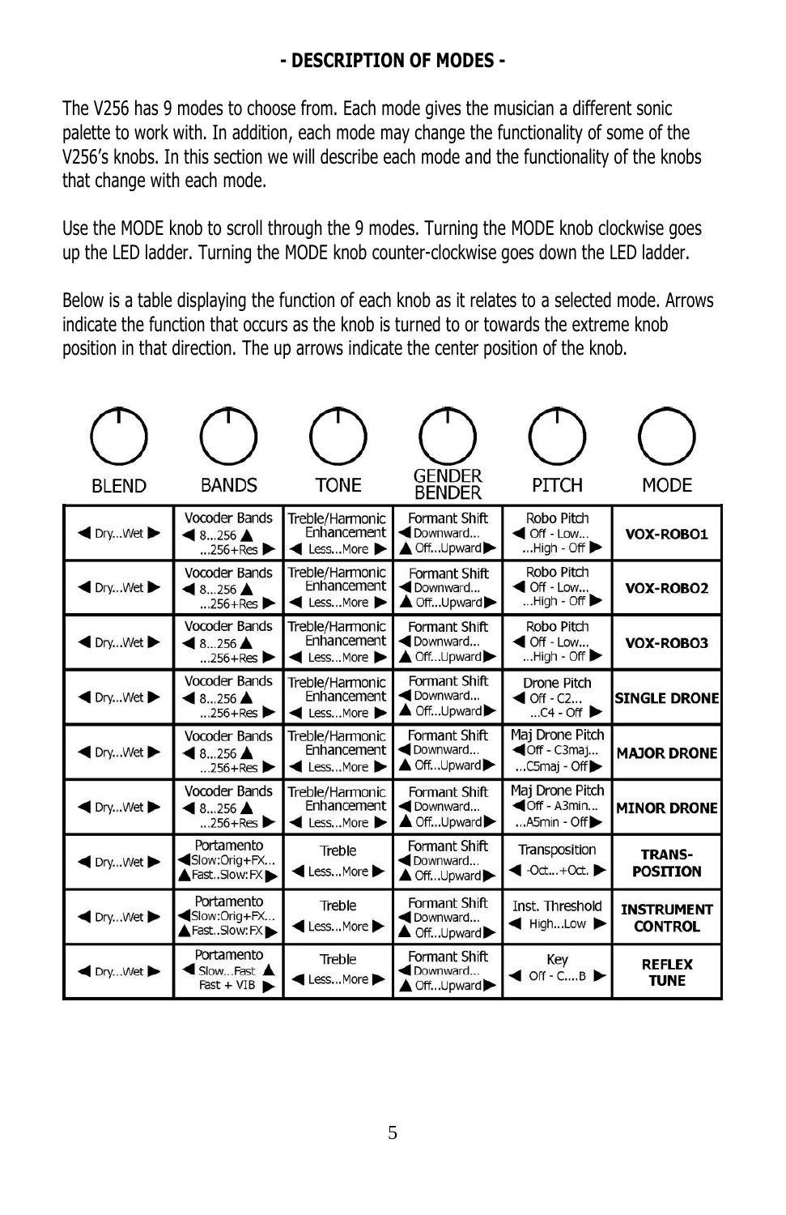## - DESCRIPTION OF MODES -

The V256 has 9 modes to choose from. Each mode gives the musician a different sonic palette to work with. In addition, each mode may change the functionality of some of the V256's knobs. In this section we will describe each mode and the functionality of the knobs that change with each mode.

Use the MODE knob to scroll through the 9 modes. Turning the MODE knob clockwise goes up the LED ladder. Turning the MODE knob counter-clockwise goes down the LED ladder.

Below is a table displaying the function of each knob as it relates to a selected mode. Arrows indicate the function that occurs as the knob is turned to or towards the extreme knob position in that direction. The up arrows indicate the center position of the knob.

| BLEND | BANDS | TONE | GENDER BENDER | PITCH | MODE |
|---|---|---|---|---|---|
| ◀ Dry...Wet ▶ | Vocoder Bands ◀ 8...256 ▲ ...256+Res ▶ | Treble/Harmonic Enhancement ◀ Less...More ▶ | Formant Shift ◀ Downward... ▲ Off...Upward ▶ | Robo Pitch ◀ Off - Low... ...High - Off ▶ | **VOX-ROBO1** |
| ◀ Dry...Wet ▶ | Vocoder Bands ◀ 8...256 ▲ ...256+Res ▶ | Treble/Harmonic Enhancement ◀ Less...More ▶ | Formant Shift ◀ Downward... ▲ Off...Upward ▶ | Robo Pitch ◀ Off - Low... ...High - Off ▶ | **VOX-ROBO2** |
| ◀ Dry...Wet ▶ | Vocoder Bands ◀ 8...256 ▲ ...256+Res ▶ | Treble/Harmonic Enhancement ◀ Less...More ▶ | Formant Shift ◀ Downward... ▲ Off...Upward ▶ | Robo Pitch ◀ Off - Low... ...High - Off ▶ | **VOX-ROBO3** |
| ◀ Dry...Wet ▶ | Vocoder Bands ◀ 8...256 ▲ ...256+Res ▶ | Treble/Harmonic Enhancement ◀ Less...More ▶ | Formant Shift ◀ Downward... ▲ Off...Upward ▶ | Drone Pitch ◀ Off - C2... ...C4 - Off ▶ | **SINGLE DRONE** |
| ◀ Dry...Wet ▶ | Vocoder Bands ◀ 8...256 ▲ ...256+Res ▶ | Treble/Harmonic Enhancement ◀ Less...More ▶ | Formant Shift ◀ Downward... ▲ Off...Upward ▶ | Maj Drone Pitch ◀ Off - C3maj... ...C5maj - Off ▶ | **MAJOR DRONE** |
| ◀ Dry...Wet ▶ | Vocoder Bands ◀ 8...256 ▲ ...256+Res ▶ | Treble/Harmonic Enhancement ◀ Less...More ▶ | Formant Shift ◀ Downward... ▲ Off...Upward ▶ | Maj Drone Pitch ◀ Off - A3min... ...A5min - Off ▶ | **MINOR DRONE** |
| ◀ Dry...Wet ▶ | Portamento ◀ Slow:Orig+FX... ▲ Fast..Slow:FX ▶ | Treble ◀ Less...More ▶ | Formant Shift ◀ Downward... ▲ Off...Upward ▶ | Transposition ◀ -Oct...+Oct. ▶ | **TRANS-POSITION** |
| ◀ Dry...Wet ▶ | Portamento ◀ Slow:Orig+FX... ▲ Fast..Slow:FX ▶ | Treble ◀ Less...More ▶ | Formant Shift ◀ Downward... ▲ Off...Upward ▶ | Inst. Threshold ◀ High...Low ▶ | **INSTRUMENT CONTROL** |
| ◀ Dry...Wet ▶ | Portamento ◀ Slow...Fast ▲ Fast + VIB ▶ | Treble ◀ Less...More ▶ | Formant Shift ◀ Downward... ▲ Off...Upward ▶ | Key ◀ Off - C....B ▶ | **REFLEX TUNE** |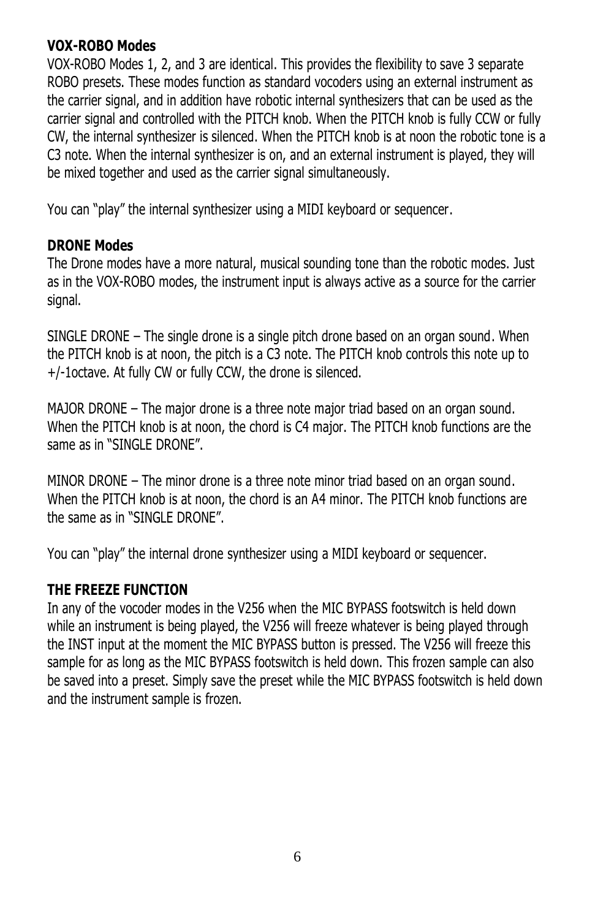**VOX-ROBO Modes**

VOX-ROBO Modes 1, 2, and 3 are identical. This provides the flexibility to save 3 separate ROBO presets. These modes function as standard vocoders using an external instrument as the carrier signal, and in addition have robotic internal synthesizers that can be used as the carrier signal and controlled with the PITCH knob. When the PITCH knob is fully CCW or fully CW, the internal synthesizer is silenced. When the PITCH knob is at noon the robotic tone is a C3 note. When the internal synthesizer is on, and an external instrument is played, they will be mixed together and used as the carrier signal simultaneously.

You can "play" the internal synthesizer using a MIDI keyboard or sequencer.

**DRONE Modes**

The Drone modes have a more natural, musical sounding tone than the robotic modes. Just as in the VOX-ROBO modes, the instrument input is always active as a source for the carrier signal.

SINGLE DRONE – The single drone is a single pitch drone based on an organ sound. When the PITCH knob is at noon, the pitch is a C3 note. The PITCH knob controls this note up to +/-1octave. At fully CW or fully CCW, the drone is silenced.

MAJOR DRONE – The major drone is a three note major triad based on an organ sound. When the PITCH knob is at noon, the chord is C4 major. The PITCH knob functions are the same as in "SINGLE DRONE".

MINOR DRONE – The minor drone is a three note minor triad based on an organ sound. When the PITCH knob is at noon, the chord is an A4 minor. The PITCH knob functions are the same as in "SINGLE DRONE".

You can "play" the internal drone synthesizer using a MIDI keyboard or sequencer.

**THE FREEZE FUNCTION**

In any of the vocoder modes in the V256 when the MIC BYPASS footswitch is held down while an instrument is being played, the V256 will freeze whatever is being played through the INST input at the moment the MIC BYPASS button is pressed. The V256 will freeze this sample for as long as the MIC BYPASS footswitch is held down. This frozen sample can also be saved into a preset. Simply save the preset while the MIC BYPASS footswitch is held down and the instrument sample is frozen.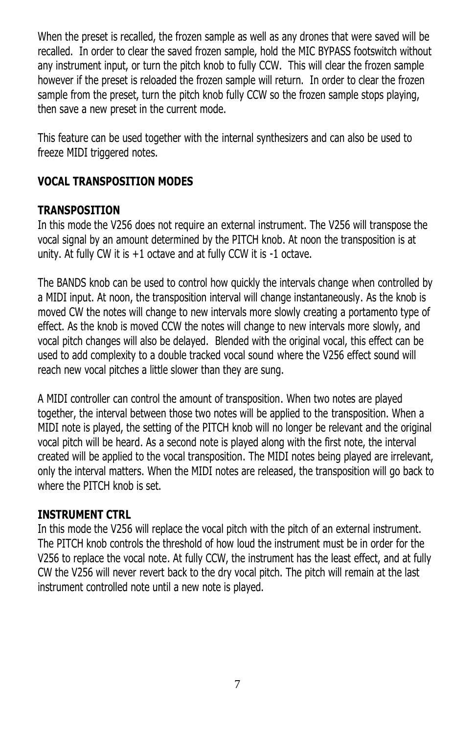When the preset is recalled, the frozen sample as well as any drones that were saved will be recalled. In order to clear the saved frozen sample, hold the MIC BYPASS footswitch without any instrument input, or turn the pitch knob to fully CCW. This will clear the frozen sample however if the preset is reloaded the frozen sample will return. In order to clear the frozen sample from the preset, turn the pitch knob fully CCW so the frozen sample stops playing, then save a new preset in the current mode.

This feature can be used together with the internal synthesizers and can also be used to freeze MIDI triggered notes.

## VOCAL TRANSPOSITION MODES

### TRANSPOSITION

In this mode the V256 does not require an external instrument. The V256 will transpose the vocal signal by an amount determined by the PITCH knob. At noon the transposition is at unity. At fully CW it is +1 octave and at fully CCW it is -1 octave.

The BANDS knob can be used to control how quickly the intervals change when controlled by a MIDI input. At noon, the transposition interval will change instantaneously. As the knob is moved CW the notes will change to new intervals more slowly creating a portamento type of effect. As the knob is moved CCW the notes will change to new intervals more slowly, and vocal pitch changes will also be delayed. Blended with the original vocal, this effect can be used to add complexity to a double tracked vocal sound where the V256 effect sound will reach new vocal pitches a little slower than they are sung.

A MIDI controller can control the amount of transposition. When two notes are played together, the interval between those two notes will be applied to the transposition. When a MIDI note is played, the setting of the PITCH knob will no longer be relevant and the original vocal pitch will be heard. As a second note is played along with the first note, the interval created will be applied to the vocal transposition. The MIDI notes being played are irrelevant, only the interval matters. When the MIDI notes are released, the transposition will go back to where the PITCH knob is set.

### INSTRUMENT CTRL

In this mode the V256 will replace the vocal pitch with the pitch of an external instrument. The PITCH knob controls the threshold of how loud the instrument must be in order for the V256 to replace the vocal note. At fully CCW, the instrument has the least effect, and at fully CW the V256 will never revert back to the dry vocal pitch. The pitch will remain at the last instrument controlled note until a new note is played.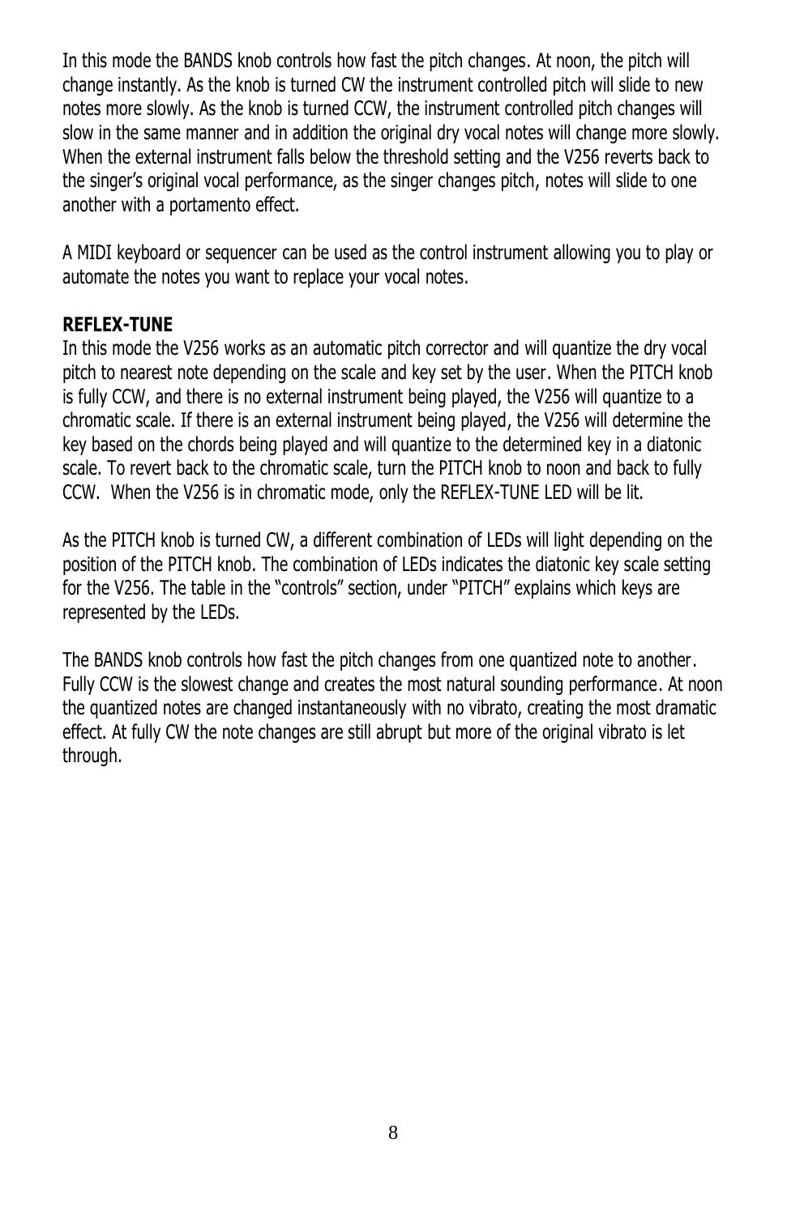In this mode the BANDS knob controls how fast the pitch changes. At noon, the pitch will change instantly. As the knob is turned CW the instrument controlled pitch will slide to new notes more slowly. As the knob is turned CCW, the instrument controlled pitch changes will slow in the same manner and in addition the original dry vocal notes will change more slowly. When the external instrument falls below the threshold setting and the V256 reverts back to the singer's original vocal performance, as the singer changes pitch, notes will slide to one another with a portamento effect.

A MIDI keyboard or sequencer can be used as the control instrument allowing you to play or automate the notes you want to replace your vocal notes.

**REFLEX-TUNE**

In this mode the V256 works as an automatic pitch corrector and will quantize the dry vocal pitch to nearest note depending on the scale and key set by the user. When the PITCH knob is fully CCW, and there is no external instrument being played, the V256 will quantize to a chromatic scale. If there is an external instrument being played, the V256 will determine the key based on the chords being played and will quantize to the determined key in a diatonic scale. To revert back to the chromatic scale, turn the PITCH knob to noon and back to fully CCW. When the V256 is in chromatic mode, only the REFLEX-TUNE LED will be lit.

As the PITCH knob is turned CW, a different combination of LEDs will light depending on the position of the PITCH knob. The combination of LEDs indicates the diatonic key scale setting for the V256. The table in the "controls" section, under "PITCH" explains which keys are represented by the LEDs.

The BANDS knob controls how fast the pitch changes from one quantized note to another. Fully CCW is the slowest change and creates the most natural sounding performance. At noon the quantized notes are changed instantaneously with no vibrato, creating the most dramatic effect. At fully CW the note changes are still abrupt but more of the original vibrato is let through.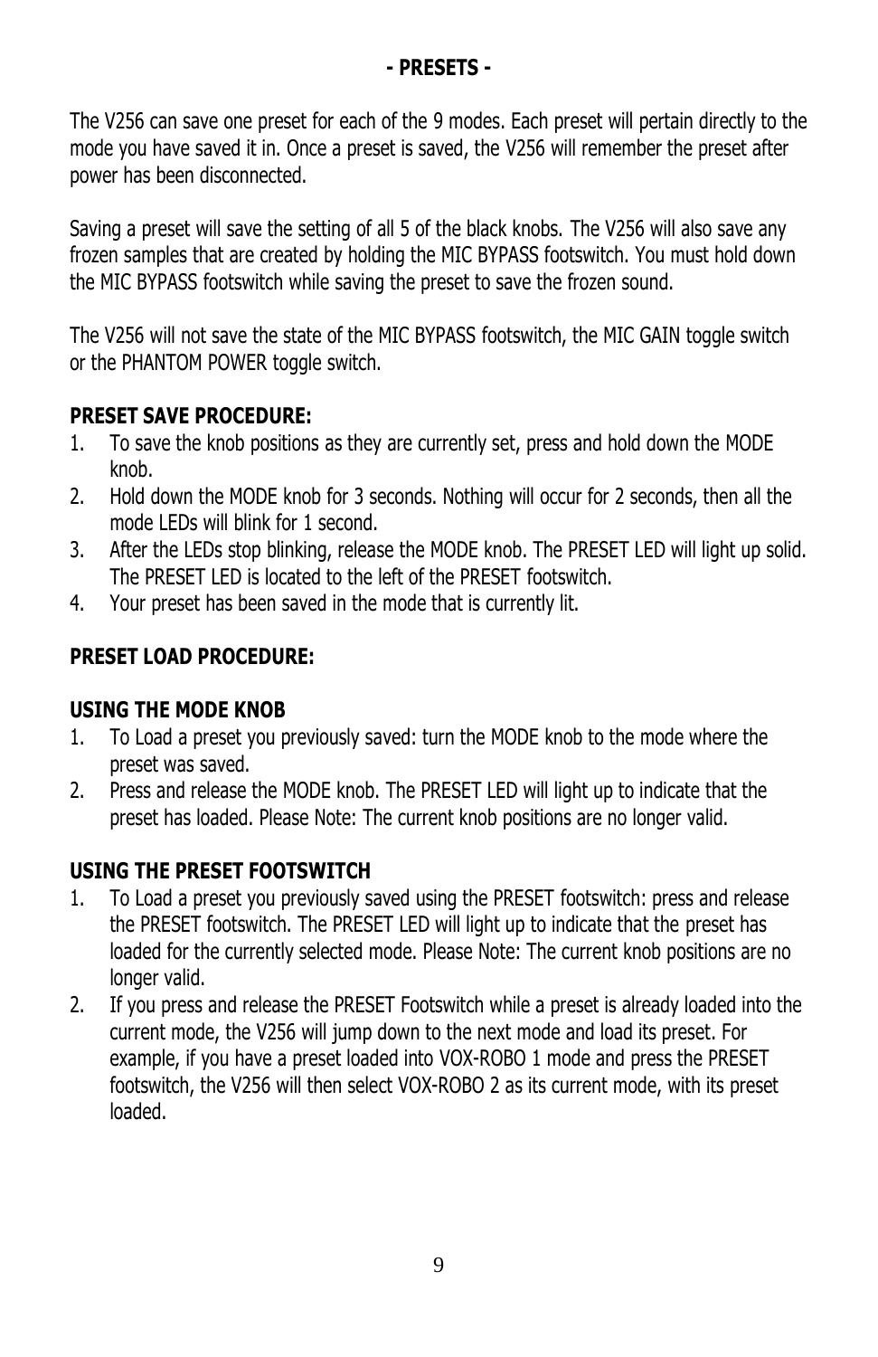## - PRESETS -

The V256 can save one preset for each of the 9 modes. Each preset will pertain directly to the mode you have saved it in. Once a preset is saved, the V256 will remember the preset after power has been disconnected.

Saving a preset will save the setting of all 5 of the black knobs. The V256 will also save any frozen samples that are created by holding the MIC BYPASS footswitch. You must hold down the MIC BYPASS footswitch while saving the preset to save the frozen sound.

The V256 will not save the state of the MIC BYPASS footswitch, the MIC GAIN toggle switch or the PHANTOM POWER toggle switch.

**PRESET SAVE PROCEDURE:**

1. To save the knob positions as they are currently set, press and hold down the MODE knob.
2. Hold down the MODE knob for 3 seconds. Nothing will occur for 2 seconds, then all the mode LEDs will blink for 1 second.
3. After the LEDs stop blinking, release the MODE knob. The PRESET LED will light up solid. The PRESET LED is located to the left of the PRESET footswitch.
4. Your preset has been saved in the mode that is currently lit.

**PRESET LOAD PROCEDURE:**

**USING THE MODE KNOB**

1. To Load a preset you previously saved: turn the MODE knob to the mode where the preset was saved.
2. Press and release the MODE knob. The PRESET LED will light up to indicate that the preset has loaded. Please Note: The current knob positions are no longer valid.

**USING THE PRESET FOOTSWITCH**

1. To Load a preset you previously saved using the PRESET footswitch: press and release the PRESET footswitch. The PRESET LED will light up to indicate that the preset has loaded for the currently selected mode. Please Note: The current knob positions are no longer valid.
2. If you press and release the PRESET Footswitch while a preset is already loaded into the current mode, the V256 will jump down to the next mode and load its preset. For example, if you have a preset loaded into VOX-ROBO 1 mode and press the PRESET footswitch, the V256 will then select VOX-ROBO 2 as its current mode, with its preset loaded.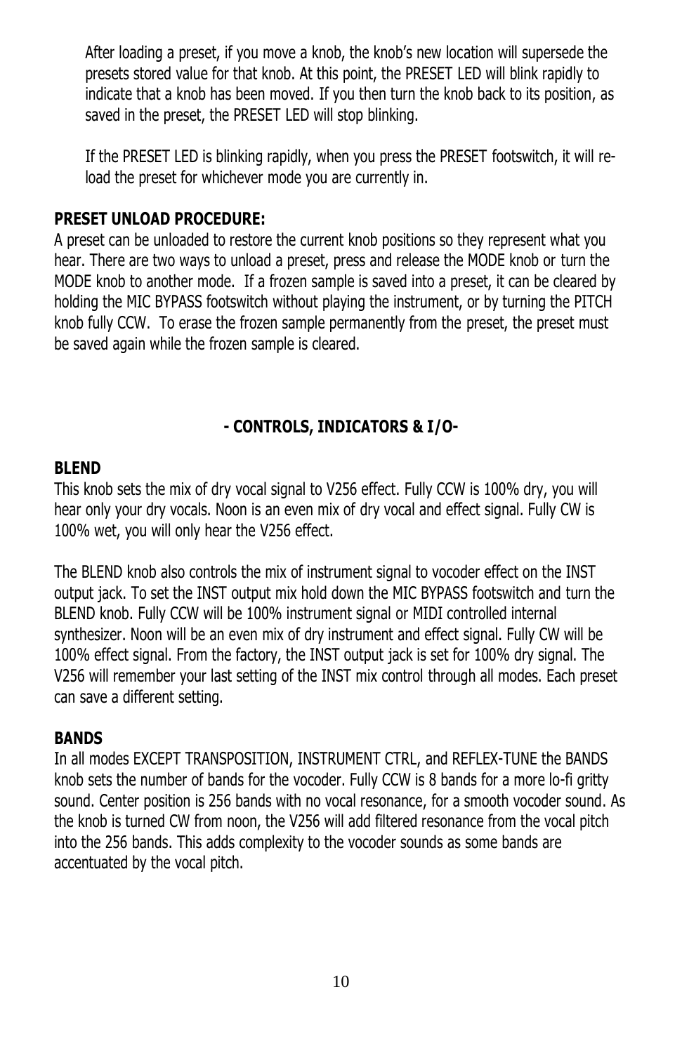After loading a preset, if you move a knob, the knob's new location will supersede the presets stored value for that knob. At this point, the PRESET LED will blink rapidly to indicate that a knob has been moved. If you then turn the knob back to its position, as saved in the preset, the PRESET LED will stop blinking.

If the PRESET LED is blinking rapidly, when you press the PRESET footswitch, it will re-load the preset for whichever mode you are currently in.

**PRESET UNLOAD PROCEDURE:**

A preset can be unloaded to restore the current knob positions so they represent what you hear. There are two ways to unload a preset, press and release the MODE knob or turn the MODE knob to another mode. If a frozen sample is saved into a preset, it can be cleared by holding the MIC BYPASS footswitch without playing the instrument, or by turning the PITCH knob fully CCW. To erase the frozen sample permanently from the preset, the preset must be saved again while the frozen sample is cleared.

## - CONTROLS, INDICATORS & I/O-

**BLEND**

This knob sets the mix of dry vocal signal to V256 effect. Fully CCW is 100% dry, you will hear only your dry vocals. Noon is an even mix of dry vocal and effect signal. Fully CW is 100% wet, you will only hear the V256 effect.

The BLEND knob also controls the mix of instrument signal to vocoder effect on the INST output jack. To set the INST output mix hold down the MIC BYPASS footswitch and turn the BLEND knob. Fully CCW will be 100% instrument signal or MIDI controlled internal synthesizer. Noon will be an even mix of dry instrument and effect signal. Fully CW will be 100% effect signal. From the factory, the INST output jack is set for 100% dry signal. The V256 will remember your last setting of the INST mix control through all modes. Each preset can save a different setting.

**BANDS**

In all modes EXCEPT TRANSPOSITION, INSTRUMENT CTRL, and REFLEX-TUNE the BANDS knob sets the number of bands for the vocoder. Fully CCW is 8 bands for a more lo-fi gritty sound. Center position is 256 bands with no vocal resonance, for a smooth vocoder sound. As the knob is turned CW from noon, the V256 will add filtered resonance from the vocal pitch into the 256 bands. This adds complexity to the vocoder sounds as some bands are accentuated by the vocal pitch.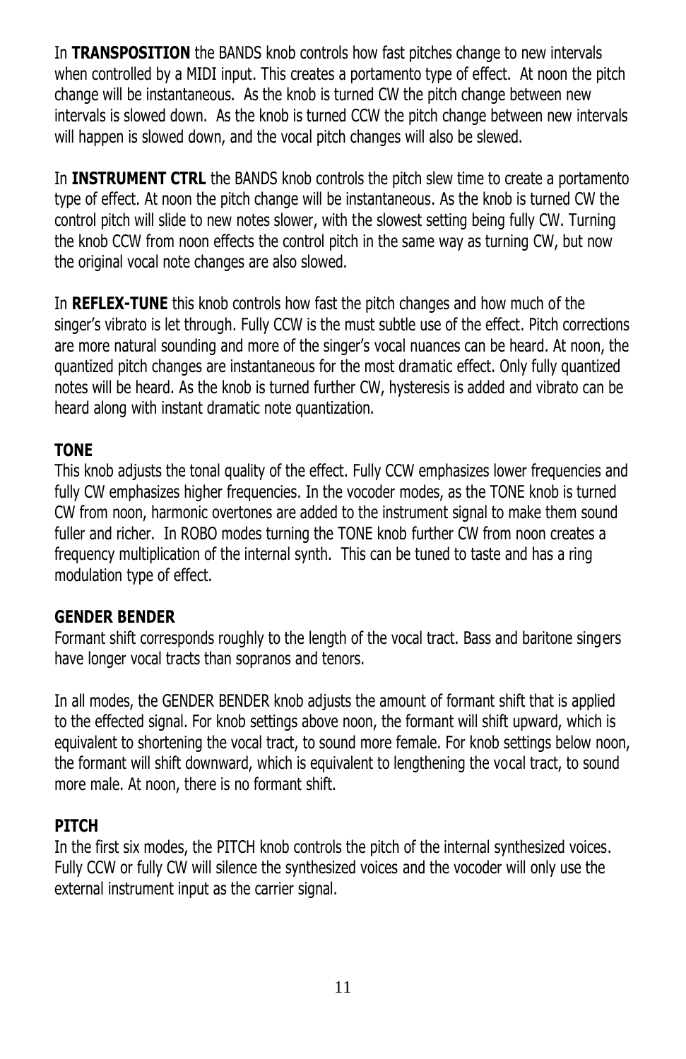In **TRANSPOSITION** the BANDS knob controls how fast pitches change to new intervals when controlled by a MIDI input. This creates a portamento type of effect. At noon the pitch change will be instantaneous. As the knob is turned CW the pitch change between new intervals is slowed down. As the knob is turned CCW the pitch change between new intervals will happen is slowed down, and the vocal pitch changes will also be slewed.

In **INSTRUMENT CTRL** the BANDS knob controls the pitch slew time to create a portamento type of effect. At noon the pitch change will be instantaneous. As the knob is turned CW the control pitch will slide to new notes slower, with the slowest setting being fully CW. Turning the knob CCW from noon effects the control pitch in the same way as turning CW, but now the original vocal note changes are also slowed.

In **REFLEX-TUNE** this knob controls how fast the pitch changes and how much of the singer's vibrato is let through. Fully CCW is the must subtle use of the effect. Pitch corrections are more natural sounding and more of the singer's vocal nuances can be heard. At noon, the quantized pitch changes are instantaneous for the most dramatic effect. Only fully quantized notes will be heard. As the knob is turned further CW, hysteresis is added and vibrato can be heard along with instant dramatic note quantization.

### TONE

This knob adjusts the tonal quality of the effect. Fully CCW emphasizes lower frequencies and fully CW emphasizes higher frequencies. In the vocoder modes, as the TONE knob is turned CW from noon, harmonic overtones are added to the instrument signal to make them sound fuller and richer. In ROBO modes turning the TONE knob further CW from noon creates a frequency multiplication of the internal synth. This can be tuned to taste and has a ring modulation type of effect.

### GENDER BENDER

Formant shift corresponds roughly to the length of the vocal tract. Bass and baritone singers have longer vocal tracts than sopranos and tenors.

In all modes, the GENDER BENDER knob adjusts the amount of formant shift that is applied to the effected signal. For knob settings above noon, the formant will shift upward, which is equivalent to shortening the vocal tract, to sound more female. For knob settings below noon, the formant will shift downward, which is equivalent to lengthening the vocal tract, to sound more male. At noon, there is no formant shift.

### PITCH

In the first six modes, the PITCH knob controls the pitch of the internal synthesized voices. Fully CCW or fully CW will silence the synthesized voices and the vocoder will only use the external instrument input as the carrier signal.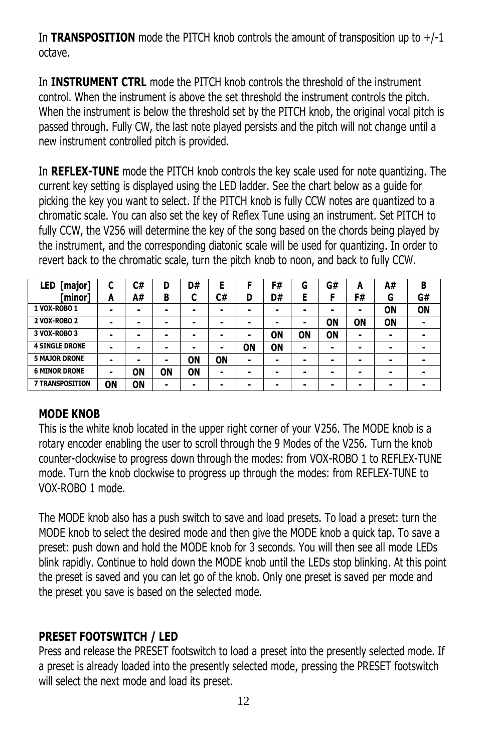In **TRANSPOSITION** mode the PITCH knob controls the amount of transposition up to +/-1 octave.

In **INSTRUMENT CTRL** mode the PITCH knob controls the threshold of the instrument control. When the instrument is above the set threshold the instrument controls the pitch. When the instrument is below the threshold set by the PITCH knob, the original vocal pitch is passed through. Fully CW, the last note played persists and the pitch will not change until a new instrument controlled pitch is provided.

In **REFLEX-TUNE** mode the PITCH knob controls the key scale used for note quantizing. The current key setting is displayed using the LED ladder. See the chart below as a guide for picking the key you want to select. If the PITCH knob is fully CCW notes are quantized to a chromatic scale. You can also set the key of Reflex Tune using an instrument. Set PITCH to fully CCW, the V256 will determine the key of the song based on the chords being played by the instrument, and the corresponding diatonic scale will be used for quantizing. In order to revert back to the chromatic scale, turn the pitch knob to noon, and back to fully CCW.

| LED [major] [minor] | C A | C# A# | D B | D# C | E C# | F D | F# D# | G E | G# F | A F# | A# G | B G# |
|---|---|---|---|---|---|---|---|---|---|---|---|---|
| 1 VOX-ROBO 1 | - | - | - | - | - | - | - | - | - | - | ON | ON |
| 2 VOX-ROBO 2 | - | - | - | - | - | - | - | - | - | ON | ON | ON | - |
| 3 VOX-ROBO 3 | - | - | - | - | - | - | ON | ON | ON | - | - | - |
| 4 SINGLE DRONE | - | - | - | - | - | ON | ON | - | - | - | - | - |
| 5 MAJOR DRONE | - | - | - | ON | ON | - | - | - | - | - | - | - |
| 6 MINOR DRONE | - | ON | ON | ON | - | - | - | - | - | - | - | - |
| 7 TRANSPOSITION | ON | ON | - | - | - | - | - | - | - | - | - | - |

## MODE KNOB

This is the white knob located in the upper right corner of your V256. The MODE knob is a rotary encoder enabling the user to scroll through the 9 Modes of the V256. Turn the knob counter-clockwise to progress down through the modes: from VOX-ROBO 1 to REFLEX-TUNE mode. Turn the knob clockwise to progress up through the modes: from REFLEX-TUNE to VOX-ROBO 1 mode.

The MODE knob also has a push switch to save and load presets. To load a preset: turn the MODE knob to select the desired mode and then give the MODE knob a quick tap. To save a preset: push down and hold the MODE knob for 3 seconds. You will then see all mode LEDs blink rapidly. Continue to hold down the MODE knob until the LEDs stop blinking. At this point the preset is saved and you can let go of the knob. Only one preset is saved per mode and the preset you save is based on the selected mode.

## PRESET FOOTSWITCH / LED

Press and release the PRESET footswitch to load a preset into the presently selected mode. If a preset is already loaded into the presently selected mode, pressing the PRESET footswitch will select the next mode and load its preset.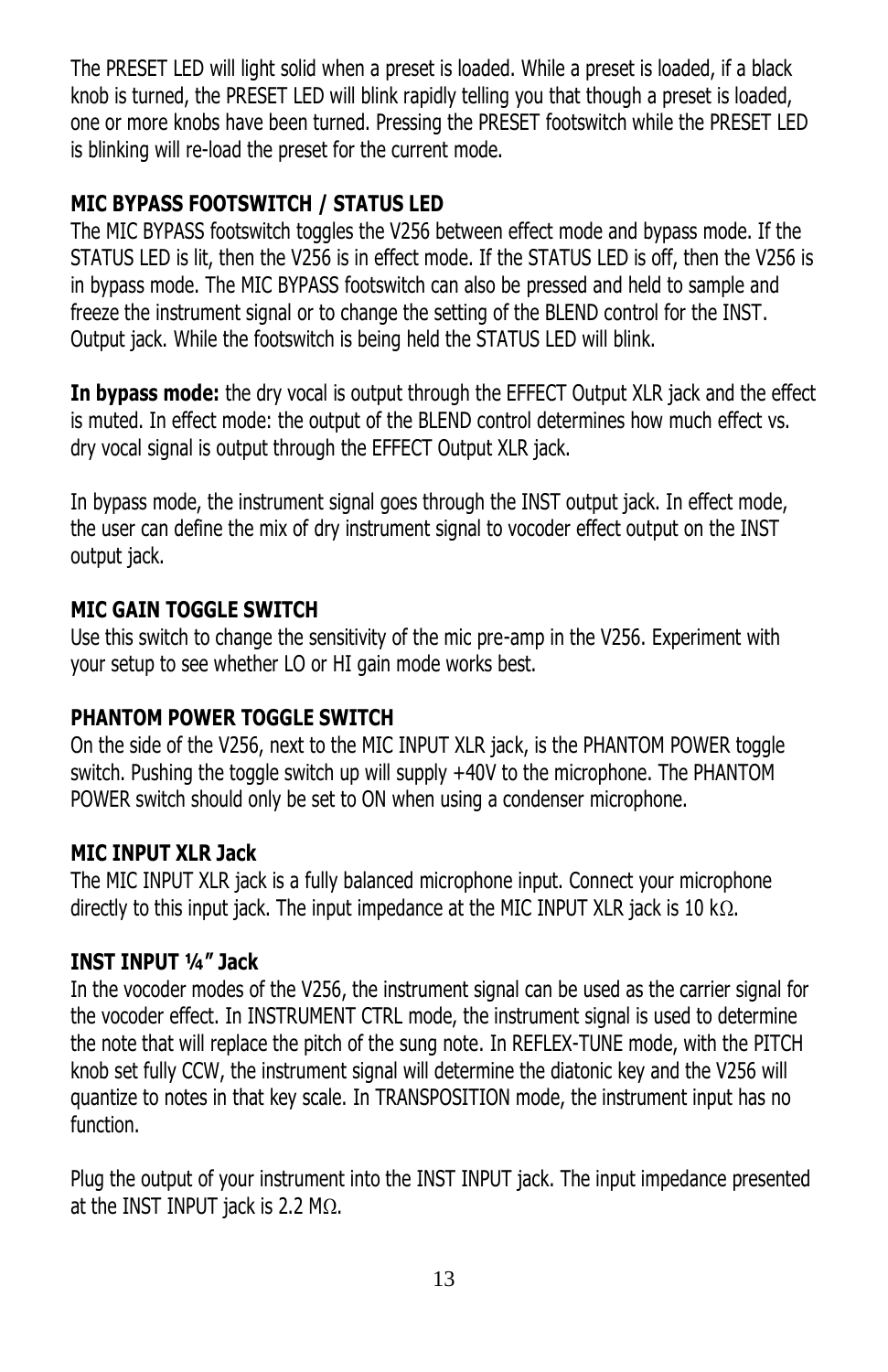The PRESET LED will light solid when a preset is loaded. While a preset is loaded, if a black knob is turned, the PRESET LED will blink rapidly telling you that though a preset is loaded, one or more knobs have been turned. Pressing the PRESET footswitch while the PRESET LED is blinking will re-load the preset for the current mode.

### MIC BYPASS FOOTSWITCH / STATUS LED

The MIC BYPASS footswitch toggles the V256 between effect mode and bypass mode. If the STATUS LED is lit, then the V256 is in effect mode. If the STATUS LED is off, then the V256 is in bypass mode. The MIC BYPASS footswitch can also be pressed and held to sample and freeze the instrument signal or to change the setting of the BLEND control for the INST. Output jack. While the footswitch is being held the STATUS LED will blink.

**In bypass mode:** the dry vocal is output through the EFFECT Output XLR jack and the effect is muted. In effect mode: the output of the BLEND control determines how much effect vs. dry vocal signal is output through the EFFECT Output XLR jack.

In bypass mode, the instrument signal goes through the INST output jack. In effect mode, the user can define the mix of dry instrument signal to vocoder effect output on the INST output jack.

### MIC GAIN TOGGLE SWITCH

Use this switch to change the sensitivity of the mic pre-amp in the V256. Experiment with your setup to see whether LO or HI gain mode works best.

### PHANTOM POWER TOGGLE SWITCH

On the side of the V256, next to the MIC INPUT XLR jack, is the PHANTOM POWER toggle switch. Pushing the toggle switch up will supply +40V to the microphone. The PHANTOM POWER switch should only be set to ON when using a condenser microphone.

### MIC INPUT XLR Jack

The MIC INPUT XLR jack is a fully balanced microphone input. Connect your microphone directly to this input jack. The input impedance at the MIC INPUT XLR jack is 10 kΩ.

### INST INPUT ¼" Jack

In the vocoder modes of the V256, the instrument signal can be used as the carrier signal for the vocoder effect. In INSTRUMENT CTRL mode, the instrument signal is used to determine the note that will replace the pitch of the sung note. In REFLEX-TUNE mode, with the PITCH knob set fully CCW, the instrument signal will determine the diatonic key and the V256 will quantize to notes in that key scale. In TRANSPOSITION mode, the instrument input has no function.

Plug the output of your instrument into the INST INPUT jack. The input impedance presented at the INST INPUT jack is 2.2 MΩ.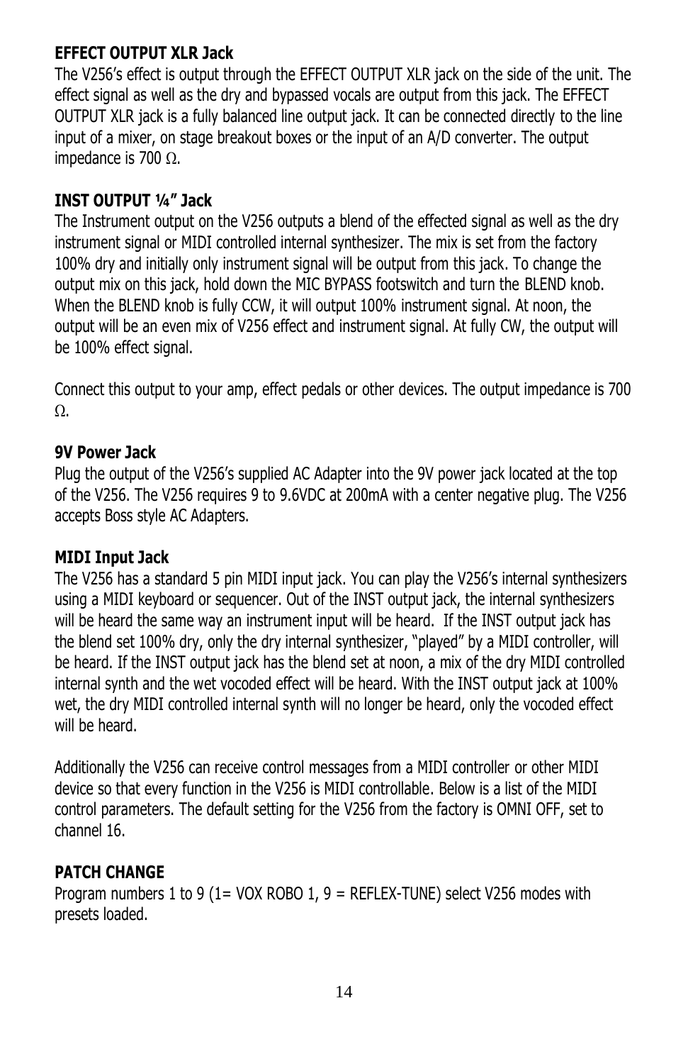**EFFECT OUTPUT XLR Jack**

The V256's effect is output through the EFFECT OUTPUT XLR jack on the side of the unit. The effect signal as well as the dry and bypassed vocals are output from this jack. The EFFECT OUTPUT XLR jack is a fully balanced line output jack. It can be connected directly to the line input of a mixer, on stage breakout boxes or the input of an A/D converter. The output impedance is 700 Ω.

**INST OUTPUT ¼" Jack**

The Instrument output on the V256 outputs a blend of the effected signal as well as the dry instrument signal or MIDI controlled internal synthesizer. The mix is set from the factory 100% dry and initially only instrument signal will be output from this jack. To change the output mix on this jack, hold down the MIC BYPASS footswitch and turn the BLEND knob. When the BLEND knob is fully CCW, it will output 100% instrument signal. At noon, the output will be an even mix of V256 effect and instrument signal. At fully CW, the output will be 100% effect signal.

Connect this output to your amp, effect pedals or other devices. The output impedance is 700 Ω.

**9V Power Jack**

Plug the output of the V256's supplied AC Adapter into the 9V power jack located at the top of the V256. The V256 requires 9 to 9.6VDC at 200mA with a center negative plug. The V256 accepts Boss style AC Adapters.

**MIDI Input Jack**

The V256 has a standard 5 pin MIDI input jack. You can play the V256's internal synthesizers using a MIDI keyboard or sequencer. Out of the INST output jack, the internal synthesizers will be heard the same way an instrument input will be heard. If the INST output jack has the blend set 100% dry, only the dry internal synthesizer, "played" by a MIDI controller, will be heard. If the INST output jack has the blend set at noon, a mix of the dry MIDI controlled internal synth and the wet vocoded effect will be heard. With the INST output jack at 100% wet, the dry MIDI controlled internal synth will no longer be heard, only the vocoded effect will be heard.

Additionally the V256 can receive control messages from a MIDI controller or other MIDI device so that every function in the V256 is MIDI controllable. Below is a list of the MIDI control parameters. The default setting for the V256 from the factory is OMNI OFF, set to channel 16.

**PATCH CHANGE**

Program numbers 1 to 9 (1= VOX ROBO 1, 9 = REFLEX-TUNE) select V256 modes with presets loaded.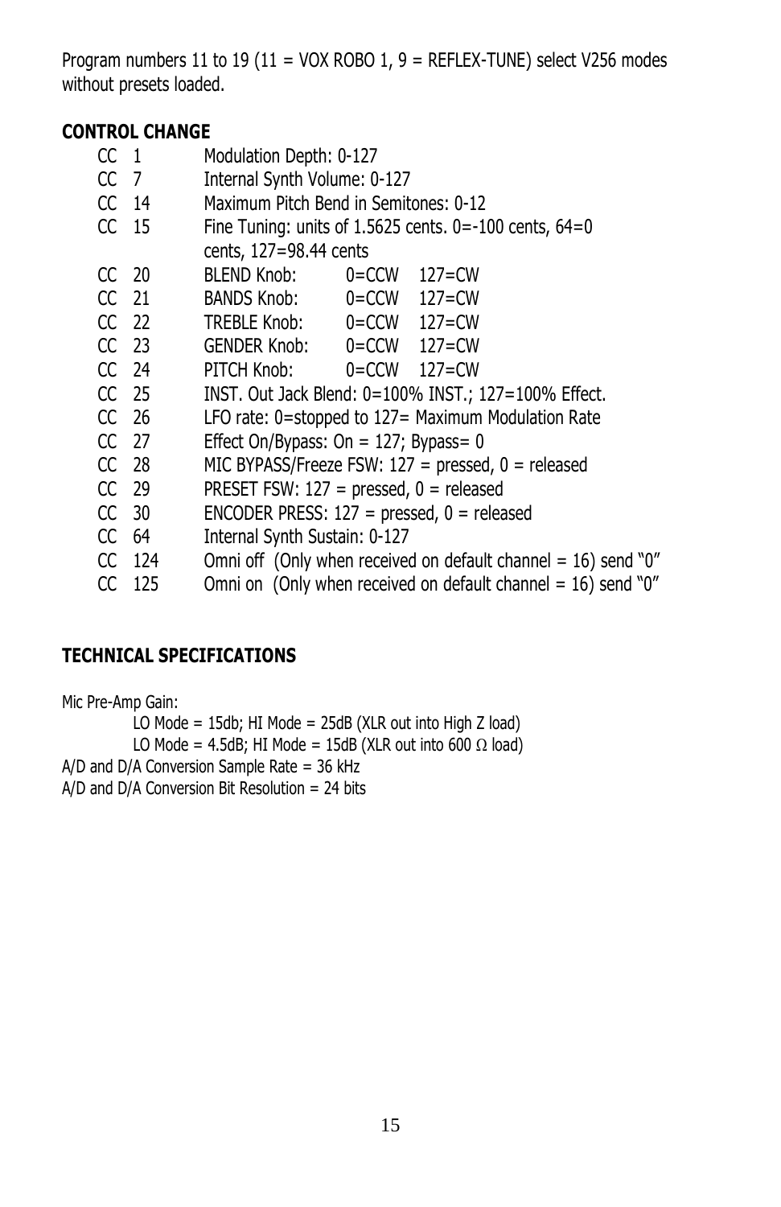Program numbers 11 to 19 (11 = VOX ROBO 1, 9 = REFLEX-TUNE) select V256 modes without presets loaded.

**CONTROL CHANGE**

| | | | |
|---|---|---|---|
| CC 1 | Modulation Depth: 0-127 | | |
| CC 7 | Internal Synth Volume: 0-127 | | |
| CC 14 | Maximum Pitch Bend in Semitones: 0-12 | | |
| CC 15 | Fine Tuning: units of 1.5625 cents. 0=-100 cents, 64=0 cents, 127=98.44 cents | | |
| CC 20 | BLEND Knob: | 0=CCW | 127=CW |
| CC 21 | BANDS Knob: | 0=CCW | 127=CW |
| CC 22 | TREBLE Knob: | 0=CCW | 127=CW |
| CC 23 | GENDER Knob: | 0=CCW | 127=CW |
| CC 24 | PITCH Knob: | 0=CCW | 127=CW |
| CC 25 | INST. Out Jack Blend: 0=100% INST.; 127=100% Effect. | | |
| CC 26 | LFO rate: 0=stopped to 127= Maximum Modulation Rate | | |
| CC 27 | Effect On/Bypass: On = 127; Bypass= 0 | | |
| CC 28 | MIC BYPASS/Freeze FSW: 127 = pressed, 0 = released | | |
| CC 29 | PRESET FSW: 127 = pressed, 0 = released | | |
| CC 30 | ENCODER PRESS: 127 = pressed, 0 = released | | |
| CC 64 | Internal Synth Sustain: 0-127 | | |
| CC 124 | Omni off (Only when received on default channel = 16) send "0" | | |
| CC 125 | Omni on (Only when received on default channel = 16) send "0" | | |

**TECHNICAL SPECIFICATIONS**

Mic Pre-Amp Gain:
 LO Mode = 15db; HI Mode = 25dB (XLR out into High Z load)
 LO Mode = 4.5dB; HI Mode = 15dB (XLR out into 600 Ω load)

A/D and D/A Conversion Sample Rate = 36 kHz

A/D and D/A Conversion Bit Resolution = 24 bits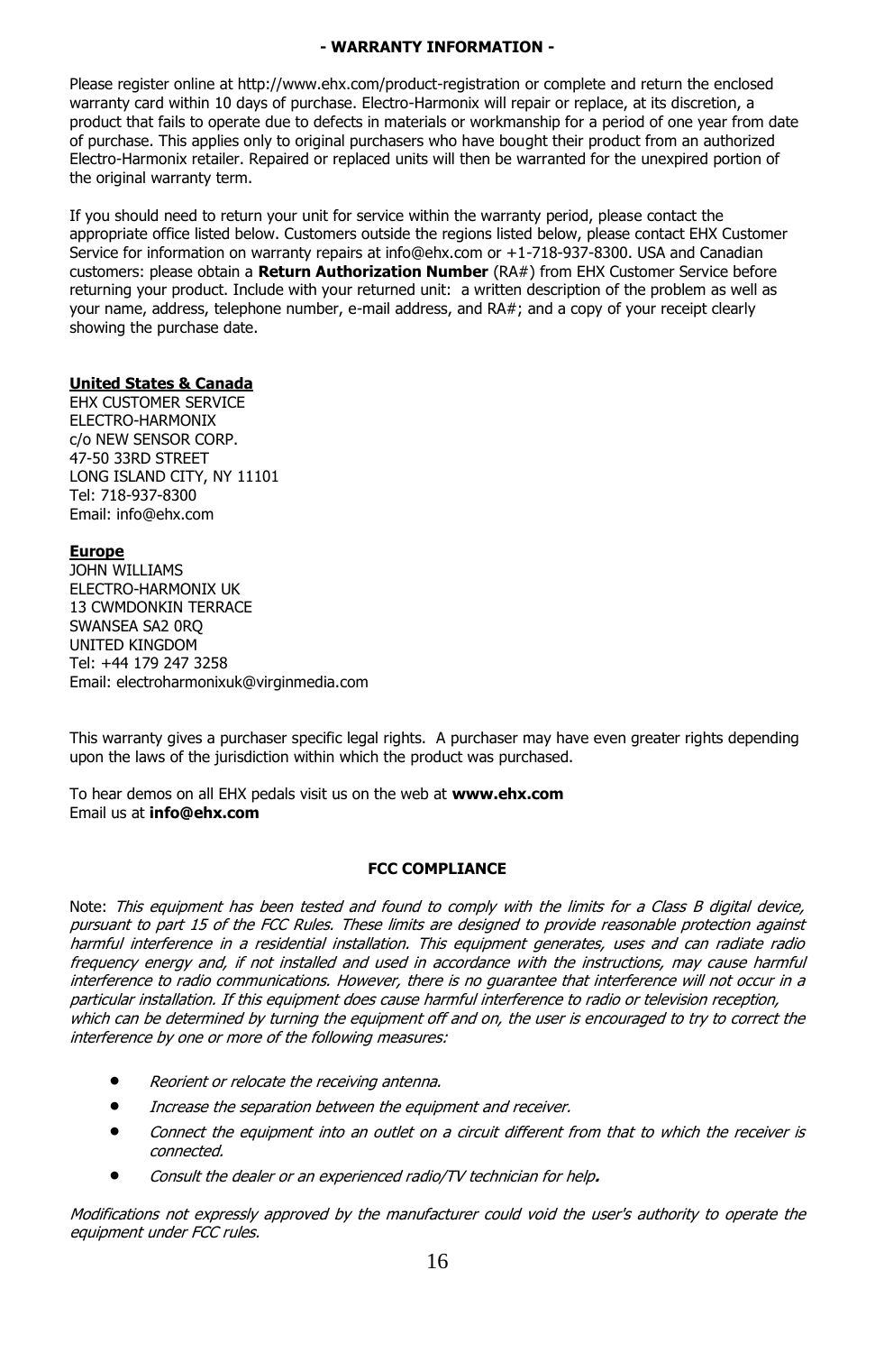## - WARRANTY INFORMATION -

Please register online at http://www.ehx.com/product-registration or complete and return the enclosed warranty card within 10 days of purchase. Electro-Harmonix will repair or replace, at its discretion, a product that fails to operate due to defects in materials or workmanship for a period of one year from date of purchase. This applies only to original purchasers who have bought their product from an authorized Electro-Harmonix retailer. Repaired or replaced units will then be warranted for the unexpired portion of the original warranty term.

If you should need to return your unit for service within the warranty period, please contact the appropriate office listed below. Customers outside the regions listed below, please contact EHX Customer Service for information on warranty repairs at info@ehx.com or +1-718-937-8300. USA and Canadian customers: please obtain a **Return Authorization Number** (RA#) from EHX Customer Service before returning your product. Include with your returned unit: a written description of the problem as well as your name, address, telephone number, e-mail address, and RA#; and a copy of your receipt clearly showing the purchase date.

**United States & Canada**
EHX CUSTOMER SERVICE
ELECTRO-HARMONIX
c/o NEW SENSOR CORP.
47-50 33RD STREET
LONG ISLAND CITY, NY 11101
Tel: 718-937-8300
Email: info@ehx.com

**Europe**
JOHN WILLIAMS
ELECTRO-HARMONIX UK
13 CWMDONKIN TERRACE
SWANSEA SA2 0RQ
UNITED KINGDOM
Tel: +44 179 247 3258
Email: electroharmonixuk@virginmedia.com

This warranty gives a purchaser specific legal rights. A purchaser may have even greater rights depending upon the laws of the jurisdiction within which the product was purchased.

To hear demos on all EHX pedals visit us on the web at **www.ehx.com**
Email us at **info@ehx.com**

## FCC COMPLIANCE

Note: *This equipment has been tested and found to comply with the limits for a Class B digital device, pursuant to part 15 of the FCC Rules. These limits are designed to provide reasonable protection against harmful interference in a residential installation. This equipment generates, uses and can radiate radio frequency energy and, if not installed and used in accordance with the instructions, may cause harmful interference to radio communications. However, there is no guarantee that interference will not occur in a particular installation. If this equipment does cause harmful interference to radio or television reception, which can be determined by turning the equipment off and on, the user is encouraged to try to correct the interference by one or more of the following measures:*

- *Reorient or relocate the receiving antenna.*
- *Increase the separation between the equipment and receiver.*
- *Connect the equipment into an outlet on a circuit different from that to which the receiver is connected.*
- *Consult the dealer or an experienced radio/TV technician for help.*

*Modifications not expressly approved by the manufacturer could void the user's authority to operate the equipment under FCC rules.*